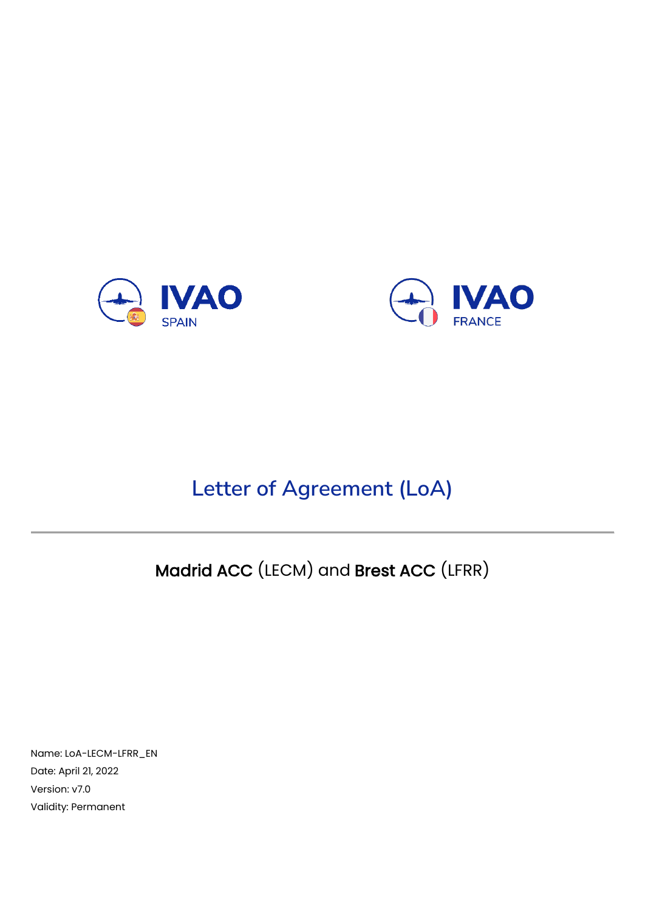IVAO SPAIN

IVAO FRANCE

# Letter of Agreement (LoA)

---

**Madrid ACC** (LECM) and **Brest ACC** (LFRR)

Name: LoA-LECM-LFRR_EN

Date: April 21, 2022

Version: v7.0

Validity: Permanent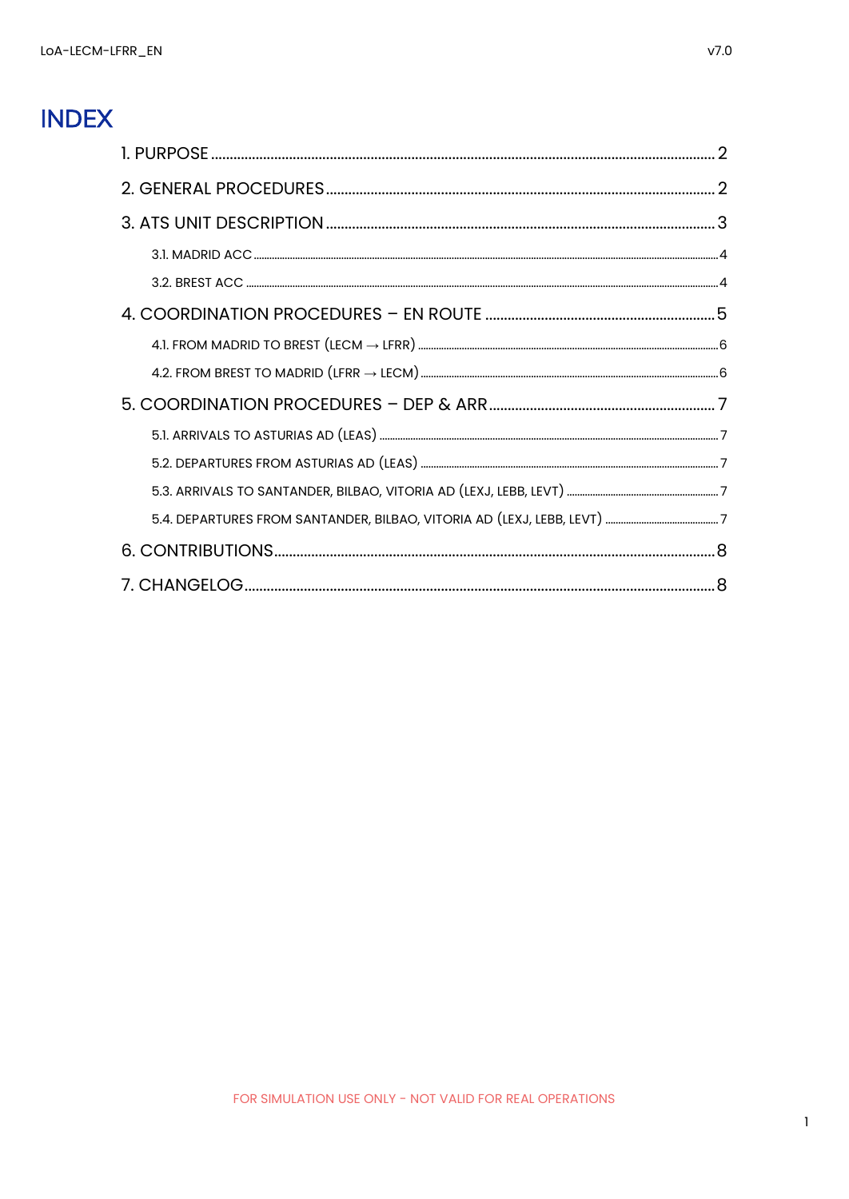# INDEX

1. PURPOSE ..... 2
2. GENERAL PROCEDURES ..... 2
3. ATS UNIT DESCRIPTION ..... 3
   - 3.1. MADRID ACC ..... 4
   - 3.2. BREST ACC ..... 4
4. COORDINATION PROCEDURES – EN ROUTE ..... 5
   - 4.1. FROM MADRID TO BREST (LECM → LFRR) ..... 6
   - 4.2. FROM BREST TO MADRID (LFRR → LECM) ..... 6
5. COORDINATION PROCEDURES – DEP & ARR ..... 7
   - 5.1. ARRIVALS TO ASTURIAS AD (LEAS) ..... 7
   - 5.2. DEPARTURES FROM ASTURIAS AD (LEAS) ..... 7
   - 5.3. ARRIVALS TO SANTANDER, BILBAO, VITORIA AD (LEXJ, LEBB, LEVT) ..... 7
   - 5.4. DEPARTURES FROM SANTANDER, BILBAO, VITORIA AD (LEXJ, LEBB, LEVT) ..... 7
6. CONTRIBUTIONS ..... 8
7. CHANGELOG ..... 8

FOR SIMULATION USE ONLY - NOT VALID FOR REAL OPERATIONS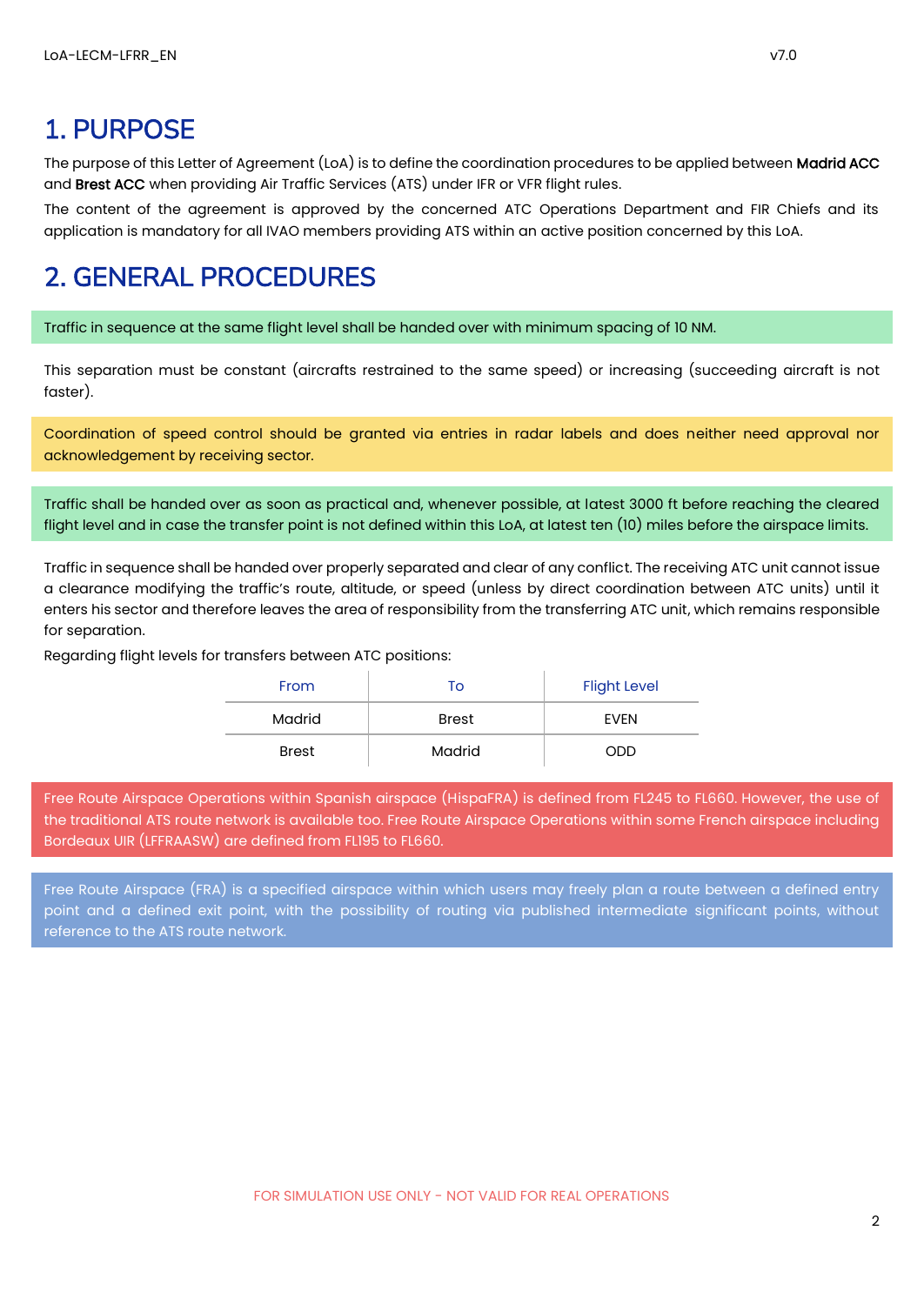# 1. PURPOSE

The purpose of this Letter of Agreement (LoA) is to define the coordination procedures to be applied between **Madrid ACC** and **Brest ACC** when providing Air Traffic Services (ATS) under IFR or VFR flight rules.

The content of the agreement is approved by the concerned ATC Operations Department and FIR Chiefs and its application is mandatory for all IVAO members providing ATS within an active position concerned by this LoA.

# 2. GENERAL PROCEDURES

Traffic in sequence at the same flight level shall be handed over with minimum spacing of 10 NM.

This separation must be constant (aircrafts restrained to the same speed) or increasing (succeeding aircraft is not faster).

Coordination of speed control should be granted via entries in radar labels and does neither need approval nor acknowledgement by receiving sector.

Traffic shall be handed over as soon as practical and, whenever possible, at latest 3000 ft before reaching the cleared flight level and in case the transfer point is not defined within this LoA, at latest ten (10) miles before the airspace limits.

Traffic in sequence shall be handed over properly separated and clear of any conflict. The receiving ATC unit cannot issue a clearance modifying the traffic's route, altitude, or speed (unless by direct coordination between ATC units) until it enters his sector and therefore leaves the area of responsibility from the transferring ATC unit, which remains responsible for separation.

Regarding flight levels for transfers between ATC positions:

| From | To | Flight Level |
|---|---|---|
| Madrid | Brest | EVEN |
| Brest | Madrid | ODD |

Free Route Airspace Operations within Spanish airspace (HispaFRA) is defined from FL245 to FL660. However, the use of the traditional ATS route network is available too. Free Route Airspace Operations within some French airspace including Bordeaux UIR (LFFRAASW) are defined from FL195 to FL660.

Free Route Airspace (FRA) is a specified airspace within which users may freely plan a route between a defined entry point and a defined exit point, with the possibility of routing via published intermediate significant points, without reference to the ATS route network.

FOR SIMULATION USE ONLY - NOT VALID FOR REAL OPERATIONS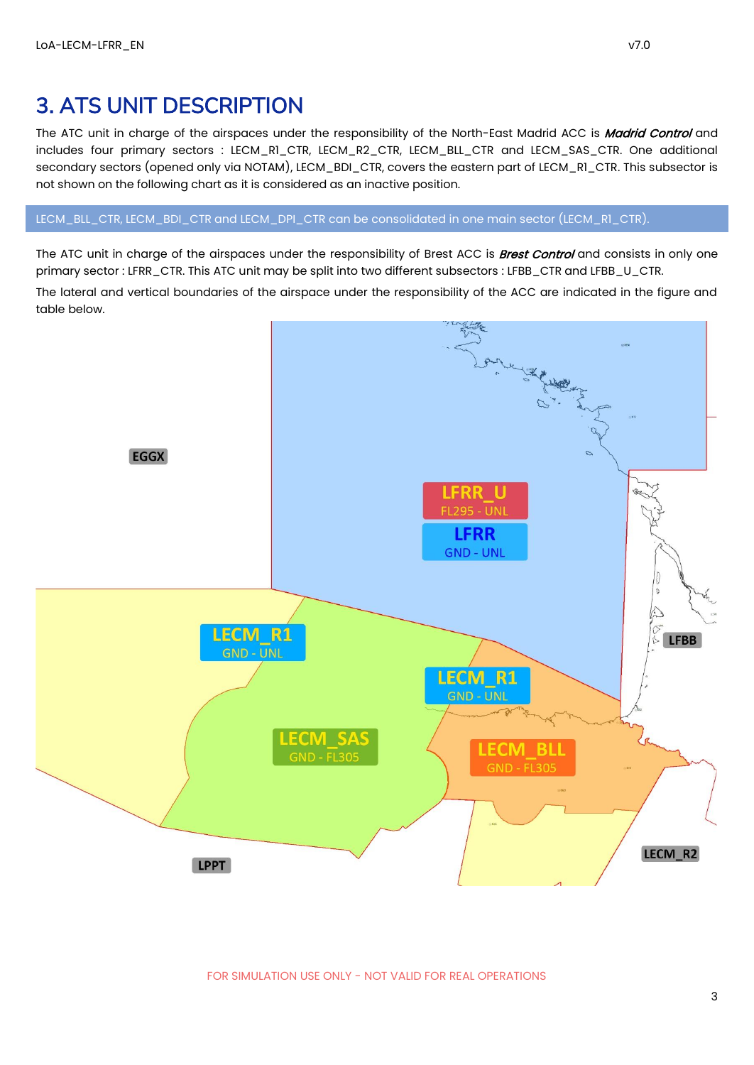# 3. ATS UNIT DESCRIPTION

The ATC unit in charge of the airspaces under the responsibility of the North-East Madrid ACC is ***Madrid Control*** and includes four primary sectors : LECM_R1_CTR, LECM_R2_CTR, LECM_BLL_CTR and LECM_SAS_CTR. One additional secondary sectors (opened only via NOTAM), LECM_BDI_CTR, covers the eastern part of LECM_R1_CTR. This subsector is not shown on the following chart as it is considered as an inactive position.

> LECM_BLL_CTR, LECM_BDI_CTR and LECM_DPI_CTR can be consolidated in one main sector (LECM_R1_CTR).

The ATC unit in charge of the airspaces under the responsibility of Brest ACC is ***Brest Control*** and consists in only one primary sector : LFRR_CTR. This ATC unit may be split into two different subsectors : LFBB_CTR and LFBB_U_CTR.

The lateral and vertical boundaries of the airspace under the responsibility of the ACC are indicated in the figure and table below.

EGGX

LFRR_U
FL295 - UNL

LFRR
GND - UNL

LECM_R1
GND - UNL

LECM_R1
GND - UNL

LFBB

LECM_SAS
GND - FL305

LECM_BLL
GND - FL305

LPPT

LECM_R2

FOR SIMULATION USE ONLY - NOT VALID FOR REAL OPERATIONS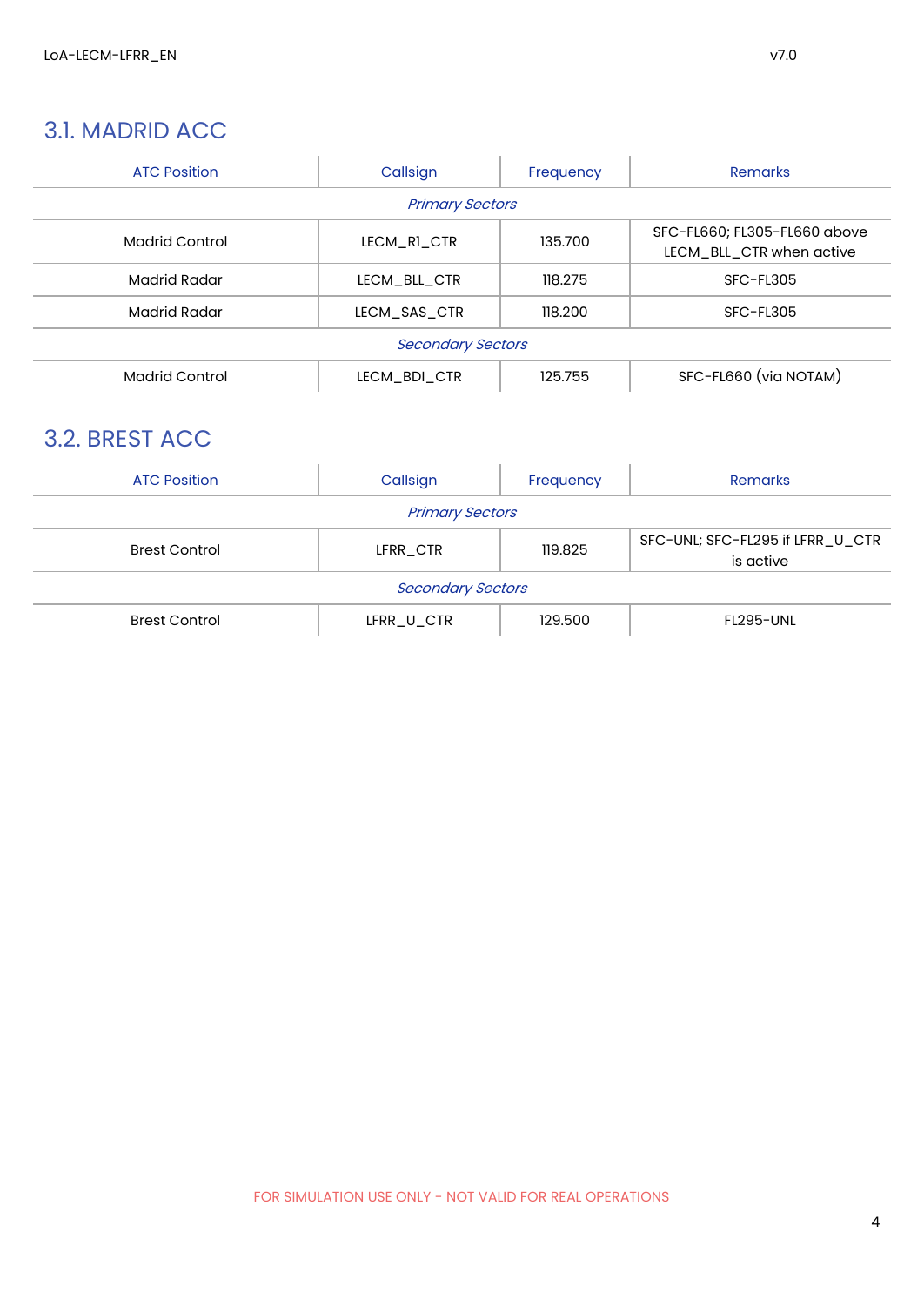## 3.1. MADRID ACC

| ATC Position | Callsign | Frequency | Remarks |
|---|---|---|---|
| *Primary Sectors* | | | |
| Madrid Control | LECM_R1_CTR | 135.700 | SFC-FL660; FL305-FL660 above LECM_BLL_CTR when active |
| Madrid Radar | LECM_BLL_CTR | 118.275 | SFC-FL305 |
| Madrid Radar | LECM_SAS_CTR | 118.200 | SFC-FL305 |
| *Secondary Sectors* | | | |
| Madrid Control | LECM_BDI_CTR | 125.755 | SFC-FL660 (via NOTAM) |

## 3.2. BREST ACC

| ATC Position | Callsign | Frequency | Remarks |
|---|---|---|---|
| *Primary Sectors* | | | |
| Brest Control | LFRR_CTR | 119.825 | SFC-UNL; SFC-FL295 if LFRR_U_CTR is active |
| *Secondary Sectors* | | | |
| Brest Control | LFRR_U_CTR | 129.500 | FL295-UNL |

FOR SIMULATION USE ONLY - NOT VALID FOR REAL OPERATIONS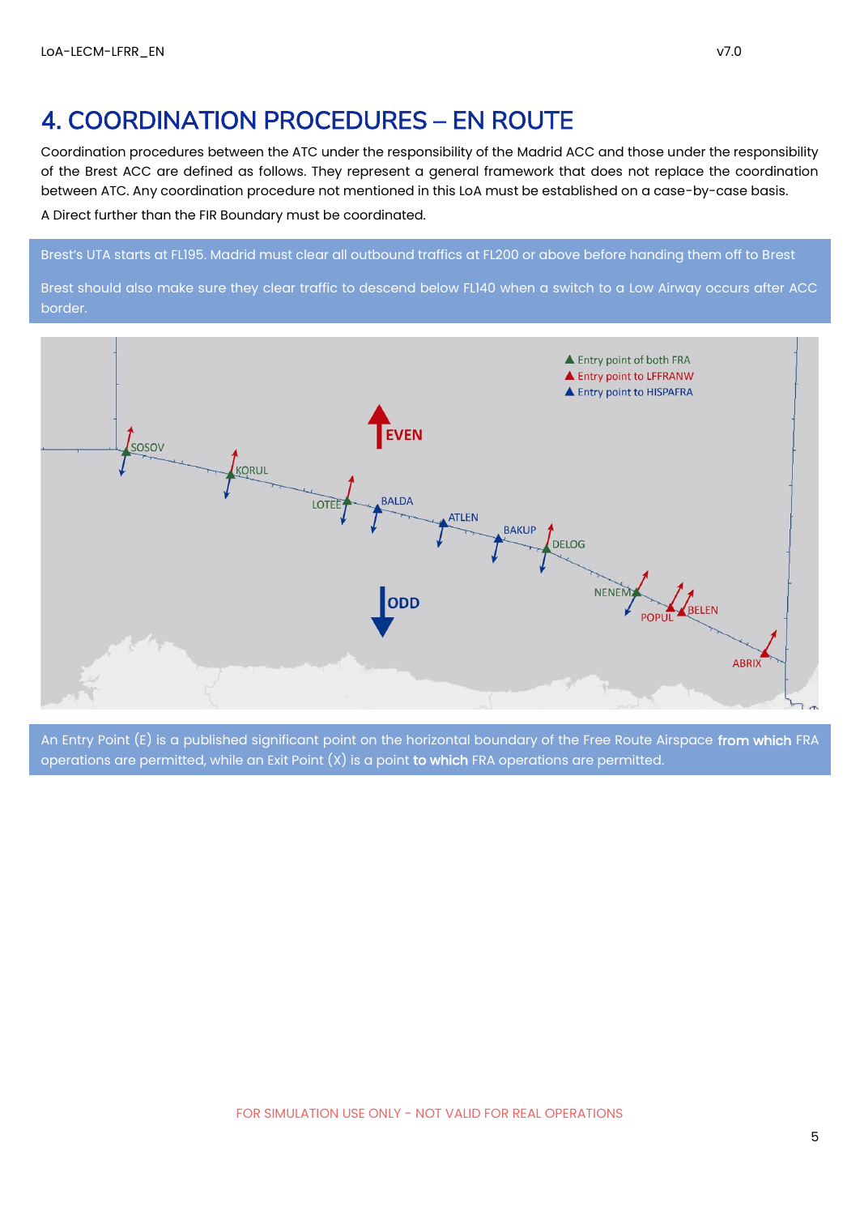# 4. COORDINATION PROCEDURES – EN ROUTE

Coordination procedures between the ATC under the responsibility of the Madrid ACC and those under the responsibility of the Brest ACC are defined as follows. They represent a general framework that does not replace the coordination between ATC. Any coordination procedure not mentioned in this LoA must be established on a case-by-case basis.

A Direct further than the FIR Boundary must be coordinated.

Brest's UTA starts at FL195. Madrid must clear all outbound traffics at FL200 or above before handing them off to Brest

Brest should also make sure they clear traffic to descend below FL140 when a switch to a Low Airway occurs after ACC border.

▲ Entry point of both FRA
▲ Entry point to LFFRANW
▲ Entry point to HISPAFRA

EVEN

ODD

SOSOV, KORUL, LOTEE, BALDA, ATLEN, BAKUP, DELOG, NENEM, POPUL, BELEN, ABRIX

An Entry Point (E) is a published significant point on the horizontal boundary of the Free Route Airspace **from which** FRA operations are permitted, while an Exit Point (X) is a point **to which** FRA operations are permitted.

FOR SIMULATION USE ONLY - NOT VALID FOR REAL OPERATIONS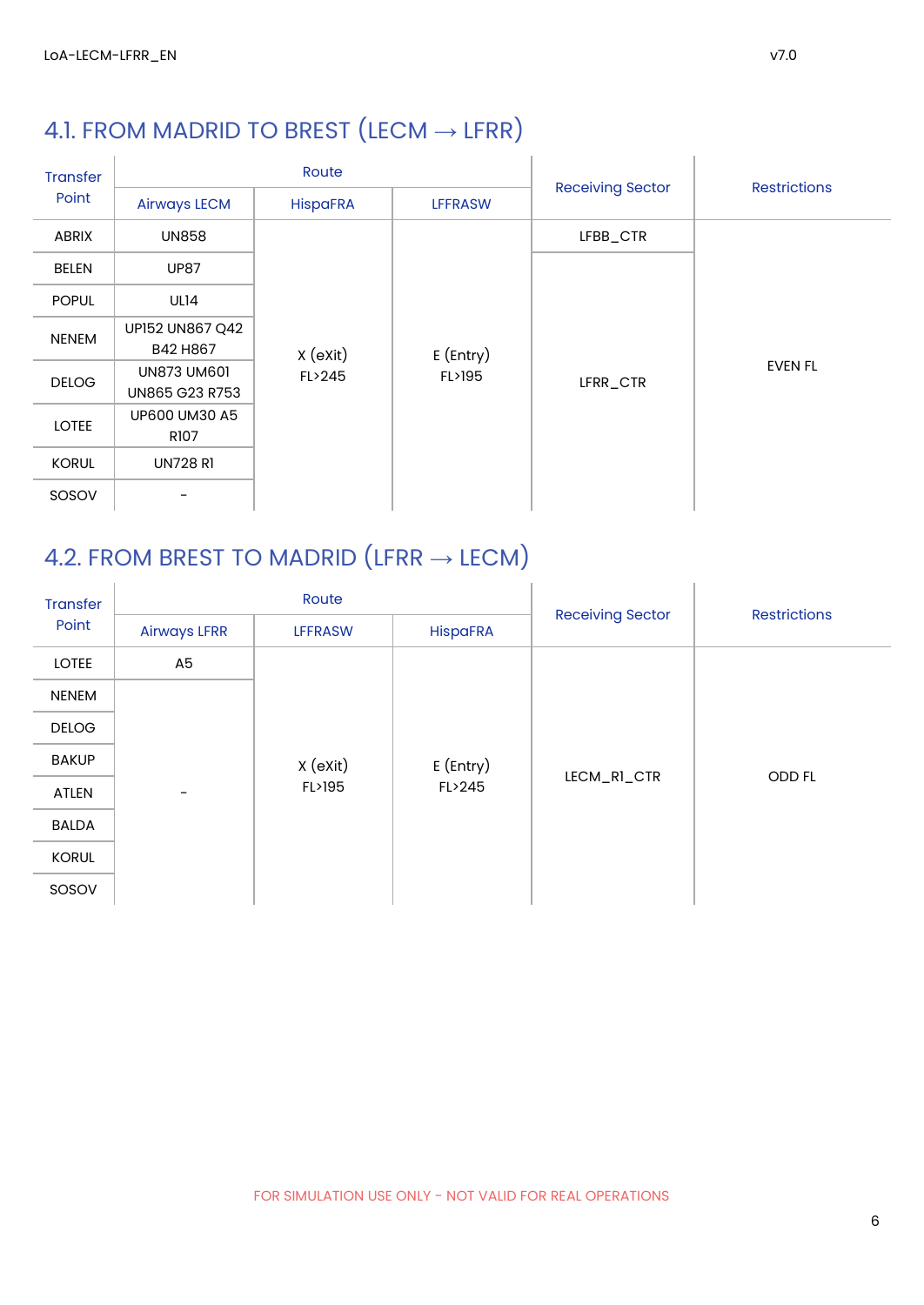## 4.1. FROM MADRID TO BREST (LECM → LFRR)

| Transfer Point | Route | | | Receiving Sector | Restrictions |
|---|---|---|---|---|---|
| | Airways LECM | HispaFRA | LFFRASW | | |
| ABRIX | UN858 | X (eXit) FL>245 | E (Entry) FL>195 | LFBB_CTR | EVEN FL |
| BELEN | UP87 | X (eXit) FL>245 | E (Entry) FL>195 | LFRR_CTR | EVEN FL |
| POPUL | UL14 | X (eXit) FL>245 | E (Entry) FL>195 | LFRR_CTR | EVEN FL |
| NENEM | UP152 UN867 Q42 B42 H867 | X (eXit) FL>245 | E (Entry) FL>195 | LFRR_CTR | EVEN FL |
| DELOG | UN873 UM601 UN865 G23 R753 | X (eXit) FL>245 | E (Entry) FL>195 | LFRR_CTR | EVEN FL |
| LOTEE | UP600 UM30 A5 R107 | X (eXit) FL>245 | E (Entry) FL>195 | LFRR_CTR | EVEN FL |
| KORUL | UN728 R1 | X (eXit) FL>245 | E (Entry) FL>195 | LFRR_CTR | EVEN FL |
| SOSOV | - | X (eXit) FL>245 | E (Entry) FL>195 | LFRR_CTR | EVEN FL |

## 4.2. FROM BREST TO MADRID (LFRR → LECM)

| Transfer Point | Route | | | Receiving Sector | Restrictions |
|---|---|---|---|---|---|
| | Airways LFRR | LFFRASW | HispaFRA | | |
| LOTEE | A5 | X (eXit) FL>195 | E (Entry) FL>245 | LECM_R1_CTR | ODD FL |
| NENEM | - | X (eXit) FL>195 | E (Entry) FL>245 | LECM_R1_CTR | ODD FL |
| DELOG | - | X (eXit) FL>195 | E (Entry) FL>245 | LECM_R1_CTR | ODD FL |
| BAKUP | - | X (eXit) FL>195 | E (Entry) FL>245 | LECM_R1_CTR | ODD FL |
| ATLEN | - | X (eXit) FL>195 | E (Entry) FL>245 | LECM_R1_CTR | ODD FL |
| BALDA | - | X (eXit) FL>195 | E (Entry) FL>245 | LECM_R1_CTR | ODD FL |
| KORUL | - | X (eXit) FL>195 | E (Entry) FL>245 | LECM_R1_CTR | ODD FL |
| SOSOV | - | X (eXit) FL>195 | E (Entry) FL>245 | LECM_R1_CTR | ODD FL |

FOR SIMULATION USE ONLY - NOT VALID FOR REAL OPERATIONS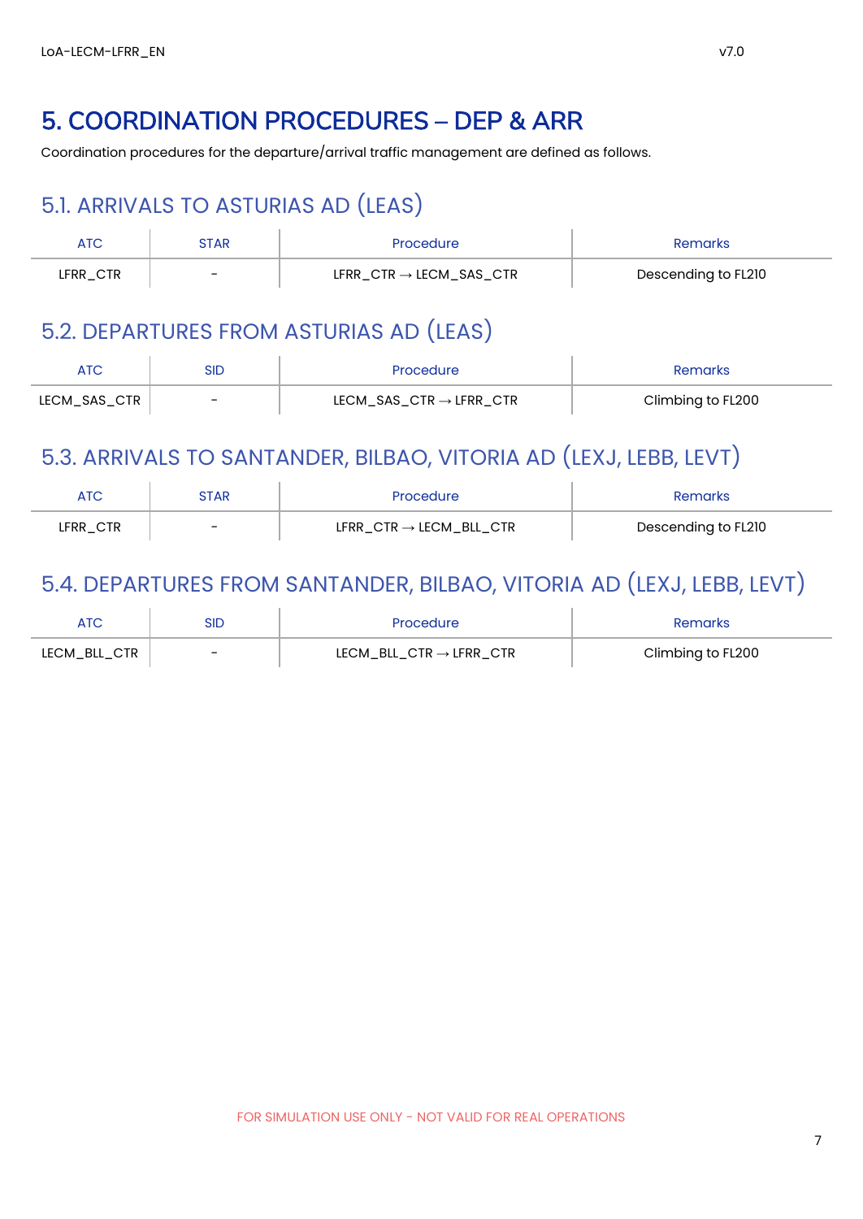# 5. COORDINATION PROCEDURES – DEP & ARR

Coordination procedures for the departure/arrival traffic management are defined as follows.

## 5.1. ARRIVALS TO ASTURIAS AD (LEAS)

| ATC | STAR | Procedure | Remarks |
|---|---|---|---|
| LFRR_CTR | - | LFRR_CTR → LECM_SAS_CTR | Descending to FL210 |

## 5.2. DEPARTURES FROM ASTURIAS AD (LEAS)

| ATC | SID | Procedure | Remarks |
|---|---|---|---|
| LECM_SAS_CTR | - | LECM_SAS_CTR → LFRR_CTR | Climbing to FL200 |

## 5.3. ARRIVALS TO SANTANDER, BILBAO, VITORIA AD (LEXJ, LEBB, LEVT)

| ATC | STAR | Procedure | Remarks |
|---|---|---|---|
| LFRR_CTR | - | LFRR_CTR → LECM_BLL_CTR | Descending to FL210 |

## 5.4. DEPARTURES FROM SANTANDER, BILBAO, VITORIA AD (LEXJ, LEBB, LEVT)

| ATC | SID | Procedure | Remarks |
|---|---|---|---|
| LECM_BLL_CTR | - | LECM_BLL_CTR → LFRR_CTR | Climbing to FL200 |

FOR SIMULATION USE ONLY - NOT VALID FOR REAL OPERATIONS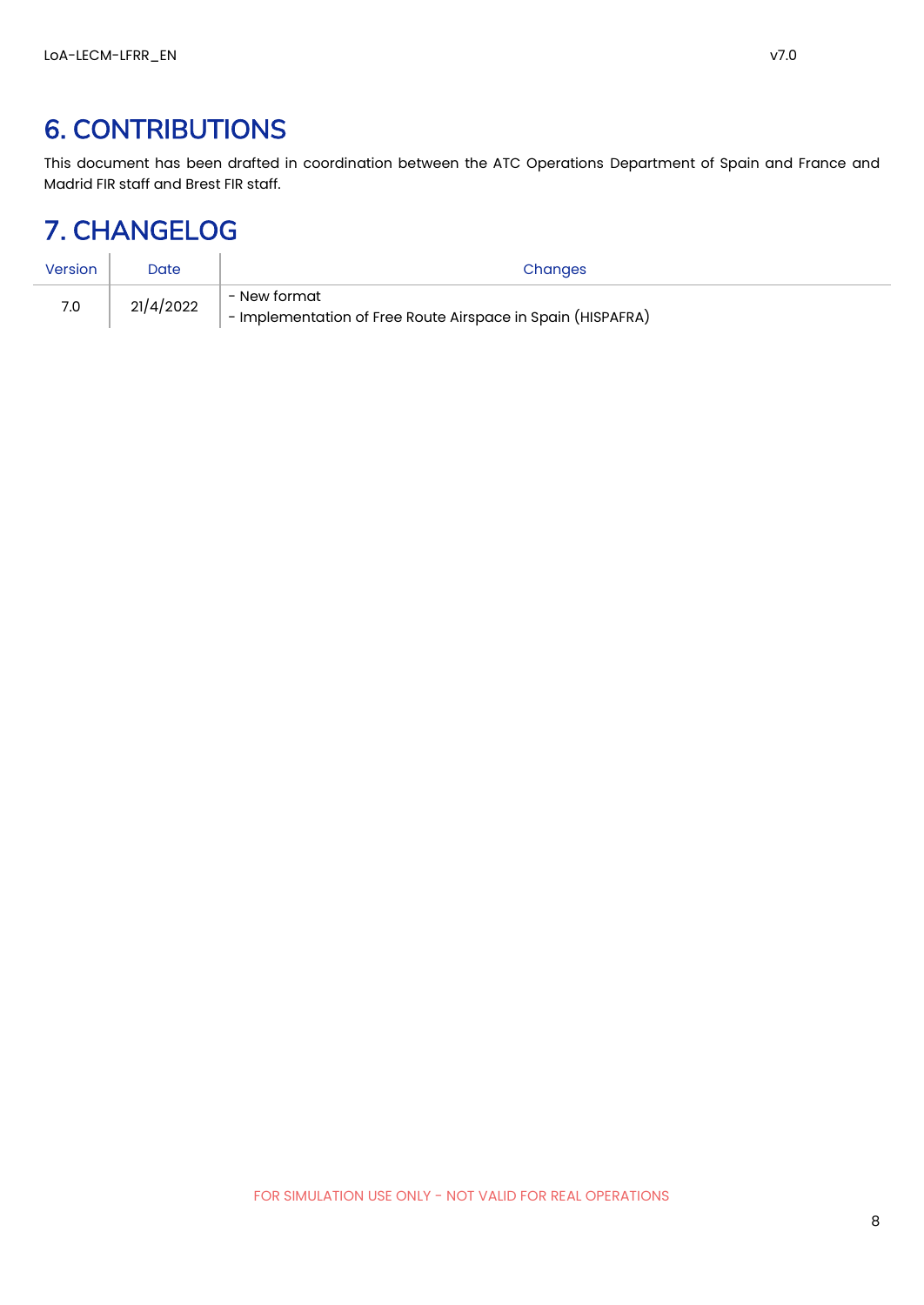# 6. CONTRIBUTIONS

This document has been drafted in coordination between the ATC Operations Department of Spain and France and Madrid FIR staff and Brest FIR staff.

# 7. CHANGELOG

| Version | Date | Changes |
|---|---|---|
| 7.0 | 21/4/2022 | - New format<br>- Implementation of Free Route Airspace in Spain (HISPAFRA) |

FOR SIMULATION USE ONLY - NOT VALID FOR REAL OPERATIONS